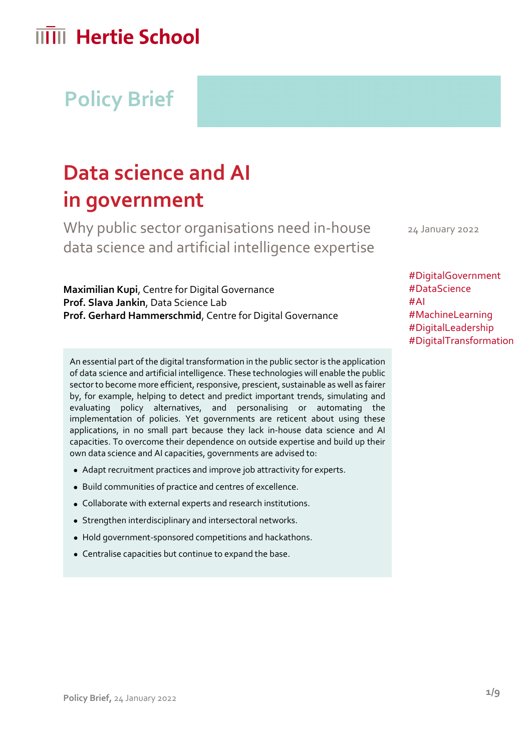Hertie School

Policy Brief

# Data science and AI in government

## Why public sector organisations need in-house data science and artificial intelligence expertise

24 January 2022

#DigitalGovernment
#DataScience
#AI
#MachineLearning
#DigitalLeadership
#DigitalTransformation

**Maximilian Kupi**, Centre for Digital Governance
**Prof. Slava Jankin**, Data Science Lab
**Prof. Gerhard Hammerschmid**, Centre for Digital Governance

An essential part of the digital transformation in the public sector is the application of data science and artificial intelligence. These technologies will enable the public sector to become more efficient, responsive, prescient, sustainable as well as fairer by, for example, helping to detect and predict important trends, simulating and evaluating policy alternatives, and personalising or automating the implementation of policies. Yet governments are reticent about using these applications, in no small part because they lack in-house data science and AI capacities. To overcome their dependence on outside expertise and build up their own data science and AI capacities, governments are advised to:

- Adapt recruitment practices and improve job attractivity for experts.
- Build communities of practice and centres of excellence.
- Collaborate with external experts and research institutions.
- Strengthen interdisciplinary and intersectoral networks.
- Hold government-sponsored competitions and hackathons.
- Centralise capacities but continue to expand the base.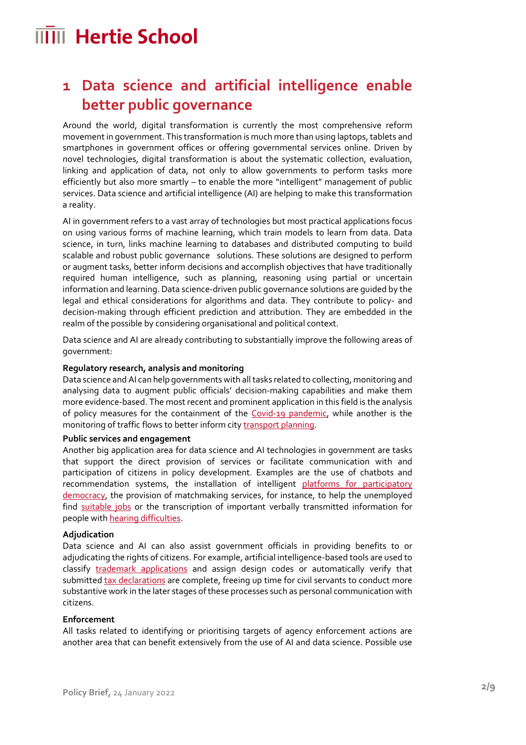# 1 Data science and artificial intelligence enable better public governance

Around the world, digital transformation is currently the most comprehensive reform movement in government. This transformation is much more than using laptops, tablets and smartphones in government offices or offering governmental services online. Driven by novel technologies, digital transformation is about the systematic collection, evaluation, linking and application of data, not only to allow governments to perform tasks more efficiently but also more smartly – to enable the more "intelligent" management of public services. Data science and artificial intelligence (AI) are helping to make this transformation a reality.

AI in government refers to a vast array of technologies but most practical applications focus on using various forms of machine learning, which train models to learn from data. Data science, in turn, links machine learning to databases and distributed computing to build scalable and robust public governance solutions. These solutions are designed to perform or augment tasks, better inform decisions and accomplish objectives that have traditionally required human intelligence, such as planning, reasoning using partial or uncertain information and learning. Data science-driven public governance solutions are guided by the legal and ethical considerations for algorithms and data. They contribute to policy- and decision-making through efficient prediction and attribution. They are embedded in the realm of the possible by considering organisational and political context.

Data science and AI are already contributing to substantially improve the following areas of government:

**Regulatory research, analysis and monitoring**
Data science and AI can help governments with all tasks related to collecting, monitoring and analysing data to augment public officials' decision-making capabilities and make them more evidence-based. The most recent and prominent application in this field is the analysis of policy measures for the containment of the Covid-19 pandemic, while another is the monitoring of traffic flows to better inform city transport planning.

**Public services and engagement**
Another big application area for data science and AI technologies in government are tasks that support the direct provision of services or facilitate communication with and participation of citizens in policy development. Examples are the use of chatbots and recommendation systems, the installation of intelligent platforms for participatory democracy, the provision of matchmaking services, for instance, to help the unemployed find suitable jobs or the transcription of important verbally transmitted information for people with hearing difficulties.

**Adjudication**
Data science and AI can also assist government officials in providing benefits to or adjudicating the rights of citizens. For example, artificial intelligence-based tools are used to classify trademark applications and assign design codes or automatically verify that submitted tax declarations are complete, freeing up time for civil servants to conduct more substantive work in the later stages of these processes such as personal communication with citizens.

**Enforcement**
All tasks related to identifying or prioritising targets of agency enforcement actions are another area that can benefit extensively from the use of AI and data science. Possible use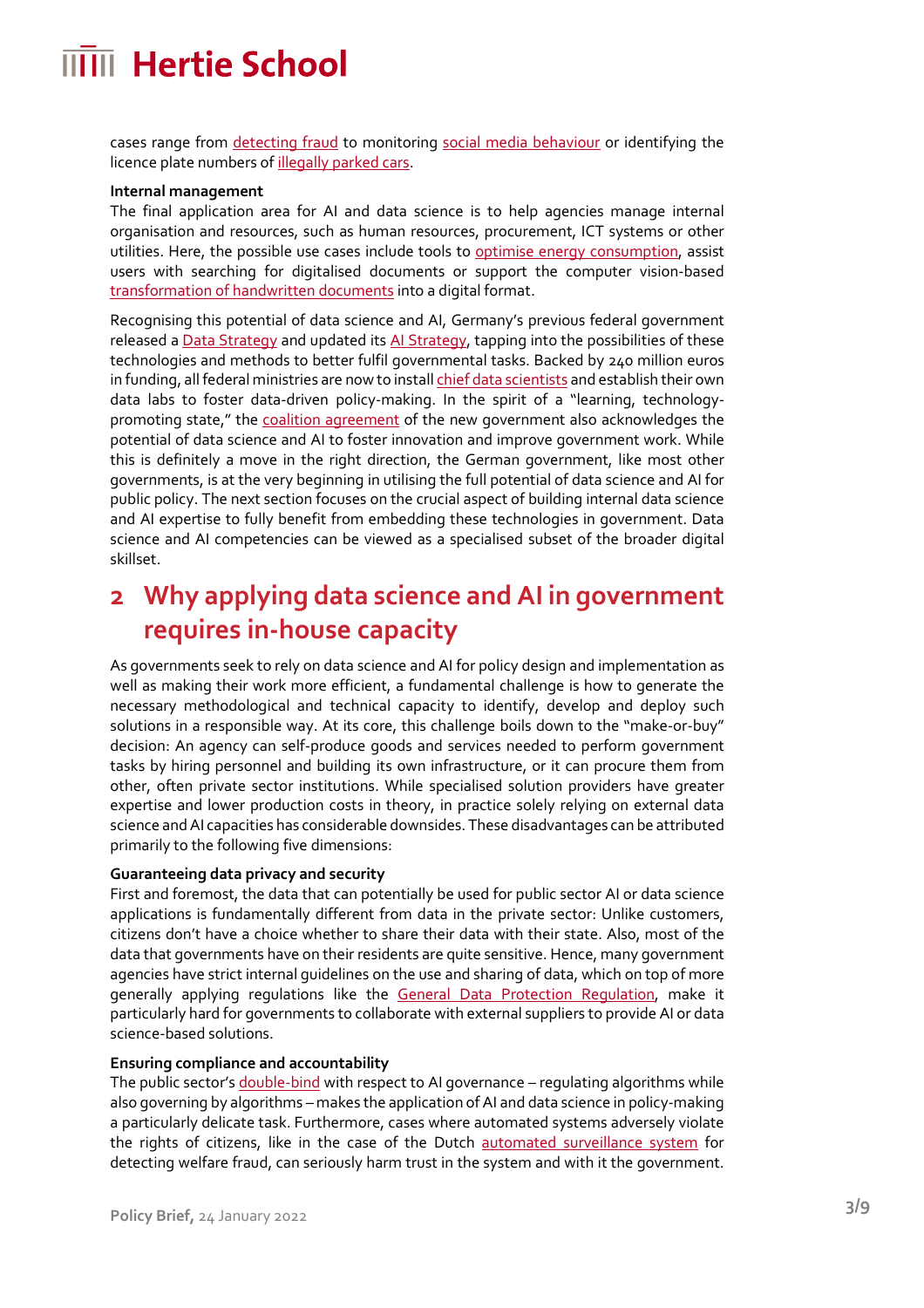cases range from detecting fraud to monitoring social media behaviour or identifying the licence plate numbers of illegally parked cars.

**Internal management**

The final application area for AI and data science is to help agencies manage internal organisation and resources, such as human resources, procurement, ICT systems or other utilities. Here, the possible use cases include tools to optimise energy consumption, assist users with searching for digitalised documents or support the computer vision-based transformation of handwritten documents into a digital format.

Recognising this potential of data science and AI, Germany's previous federal government released a Data Strategy and updated its AI Strategy, tapping into the possibilities of these technologies and methods to better fulfil governmental tasks. Backed by 240 million euros in funding, all federal ministries are now to install chief data scientists and establish their own data labs to foster data-driven policy-making. In the spirit of a "learning, technology-promoting state," the coalition agreement of the new government also acknowledges the potential of data science and AI to foster innovation and improve government work. While this is definitely a move in the right direction, the German government, like most other governments, is at the very beginning in utilising the full potential of data science and AI for public policy. The next section focuses on the crucial aspect of building internal data science and AI expertise to fully benefit from embedding these technologies in government. Data science and AI competencies can be viewed as a specialised subset of the broader digital skillset.

## 2 Why applying data science and AI in government requires in-house capacity

As governments seek to rely on data science and AI for policy design and implementation as well as making their work more efficient, a fundamental challenge is how to generate the necessary methodological and technical capacity to identify, develop and deploy such solutions in a responsible way. At its core, this challenge boils down to the "make-or-buy" decision: An agency can self-produce goods and services needed to perform government tasks by hiring personnel and building its own infrastructure, or it can procure them from other, often private sector institutions. While specialised solution providers have greater expertise and lower production costs in theory, in practice solely relying on external data science and AI capacities has considerable downsides. These disadvantages can be attributed primarily to the following five dimensions:

**Guaranteeing data privacy and security**

First and foremost, the data that can potentially be used for public sector AI or data science applications is fundamentally different from data in the private sector: Unlike customers, citizens don't have a choice whether to share their data with their state. Also, most of the data that governments have on their residents are quite sensitive. Hence, many government agencies have strict internal guidelines on the use and sharing of data, which on top of more generally applying regulations like the General Data Protection Regulation, make it particularly hard for governments to collaborate with external suppliers to provide AI or data science-based solutions.

**Ensuring compliance and accountability**

The public sector's double-bind with respect to AI governance – regulating algorithms while also governing by algorithms – makes the application of AI and data science in policy-making a particularly delicate task. Furthermore, cases where automated systems adversely violate the rights of citizens, like in the case of the Dutch automated surveillance system for detecting welfare fraud, can seriously harm trust in the system and with it the government.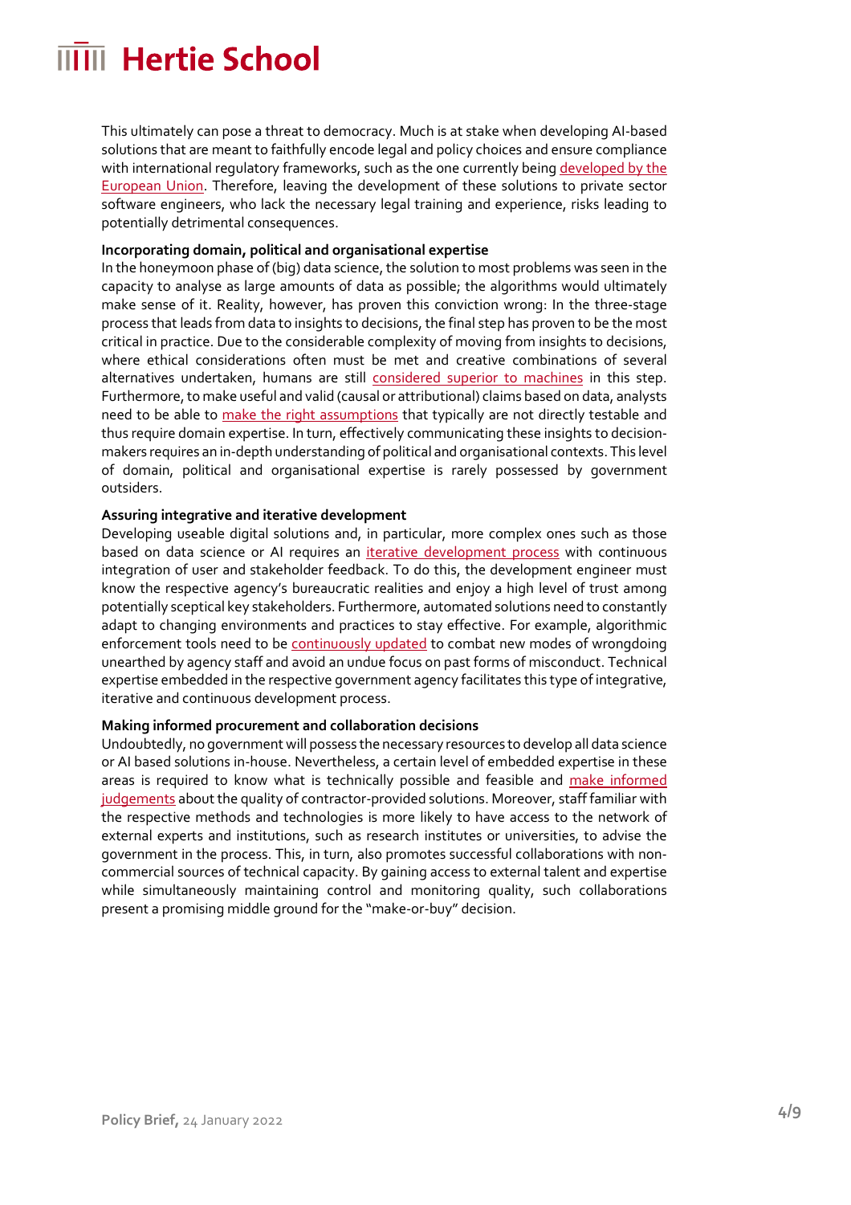This ultimately can pose a threat to democracy. Much is at stake when developing AI-based solutions that are meant to faithfully encode legal and policy choices and ensure compliance with international regulatory frameworks, such as the one currently being developed by the European Union. Therefore, leaving the development of these solutions to private sector software engineers, who lack the necessary legal training and experience, risks leading to potentially detrimental consequences.

**Incorporating domain, political and organisational expertise**

In the honeymoon phase of (big) data science, the solution to most problems was seen in the capacity to analyse as large amounts of data as possible; the algorithms would ultimately make sense of it. Reality, however, has proven this conviction wrong: In the three-stage process that leads from data to insights to decisions, the final step has proven to be the most critical in practice. Due to the considerable complexity of moving from insights to decisions, where ethical considerations often must be met and creative combinations of several alternatives undertaken, humans are still considered superior to machines in this step. Furthermore, to make useful and valid (causal or attributional) claims based on data, analysts need to be able to make the right assumptions that typically are not directly testable and thus require domain expertise. In turn, effectively communicating these insights to decision-makers requires an in-depth understanding of political and organisational contexts. This level of domain, political and organisational expertise is rarely possessed by government outsiders.

**Assuring integrative and iterative development**

Developing useable digital solutions and, in particular, more complex ones such as those based on data science or AI requires an iterative development process with continuous integration of user and stakeholder feedback. To do this, the development engineer must know the respective agency's bureaucratic realities and enjoy a high level of trust among potentially sceptical key stakeholders. Furthermore, automated solutions need to constantly adapt to changing environments and practices to stay effective. For example, algorithmic enforcement tools need to be continuously updated to combat new modes of wrongdoing unearthed by agency staff and avoid an undue focus on past forms of misconduct. Technical expertise embedded in the respective government agency facilitates this type of integrative, iterative and continuous development process.

**Making informed procurement and collaboration decisions**

Undoubtedly, no government will possess the necessary resources to develop all data science or AI based solutions in-house. Nevertheless, a certain level of embedded expertise in these areas is required to know what is technically possible and feasible and make informed judgements about the quality of contractor-provided solutions. Moreover, staff familiar with the respective methods and technologies is more likely to have access to the network of external experts and institutions, such as research institutes or universities, to advise the government in the process. This, in turn, also promotes successful collaborations with non-commercial sources of technical capacity. By gaining access to external talent and expertise while simultaneously maintaining control and monitoring quality, such collaborations present a promising middle ground for the "make-or-buy" decision.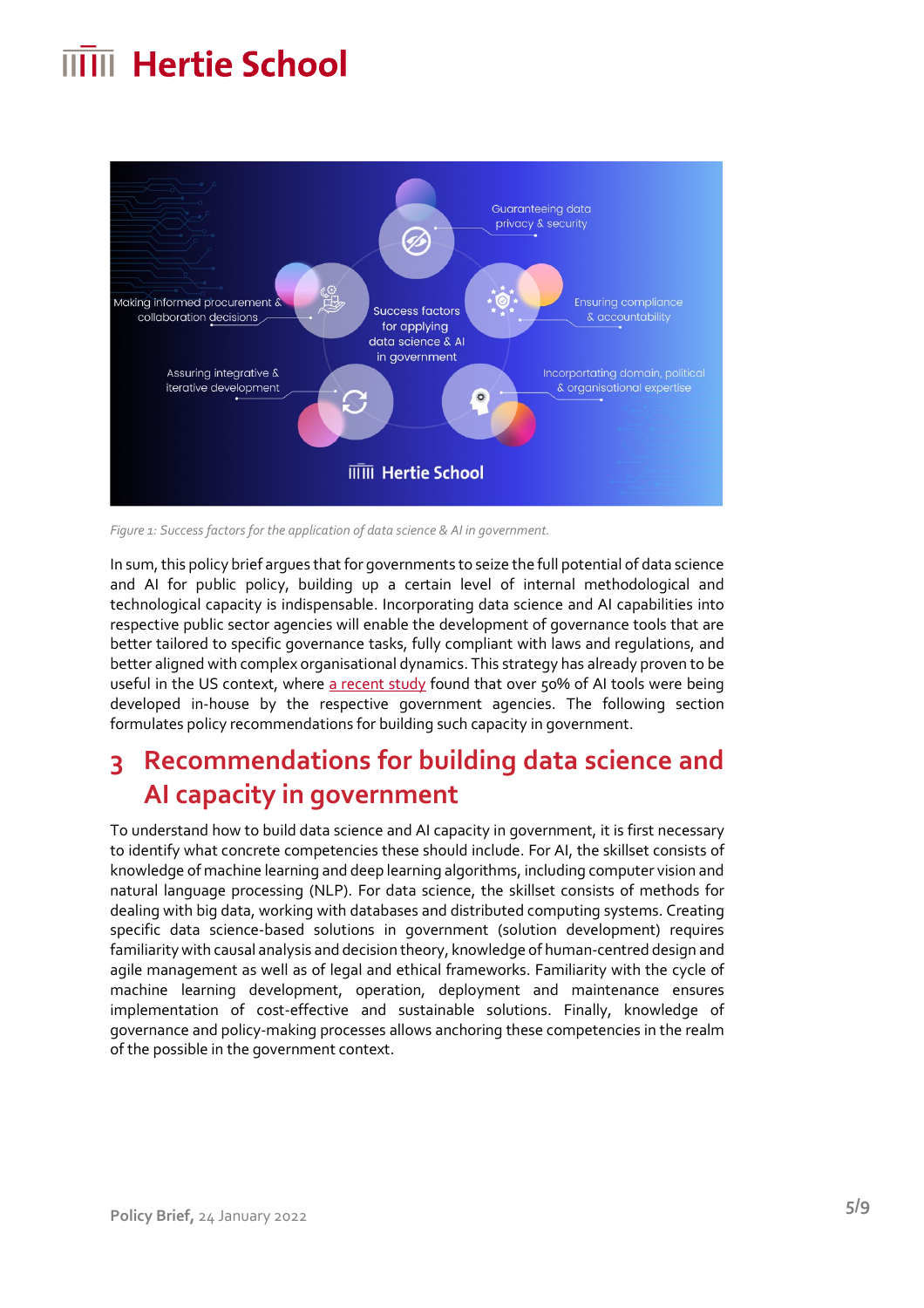*Figure 1: Success factors for the application of data science & AI in government.*

In sum, this policy brief argues that for governments to seize the full potential of data science and AI for public policy, building up a certain level of internal methodological and technological capacity is indispensable. Incorporating data science and AI capabilities into respective public sector agencies will enable the development of governance tools that are better tailored to specific governance tasks, fully compliant with laws and regulations, and better aligned with complex organisational dynamics. This strategy has already proven to be useful in the US context, where a recent study found that over 50% of AI tools were being developed in-house by the respective government agencies. The following section formulates policy recommendations for building such capacity in government.

## 3 Recommendations for building data science and AI capacity in government

To understand how to build data science and AI capacity in government, it is first necessary to identify what concrete competencies these should include. For AI, the skillset consists of knowledge of machine learning and deep learning algorithms, including computer vision and natural language processing (NLP). For data science, the skillset consists of methods for dealing with big data, working with databases and distributed computing systems. Creating specific data science-based solutions in government (solution development) requires familiarity with causal analysis and decision theory, knowledge of human-centred design and agile management as well as of legal and ethical frameworks. Familiarity with the cycle of machine learning development, operation, deployment and maintenance ensures implementation of cost-effective and sustainable solutions. Finally, knowledge of governance and policy-making processes allows anchoring these competencies in the realm of the possible in the government context.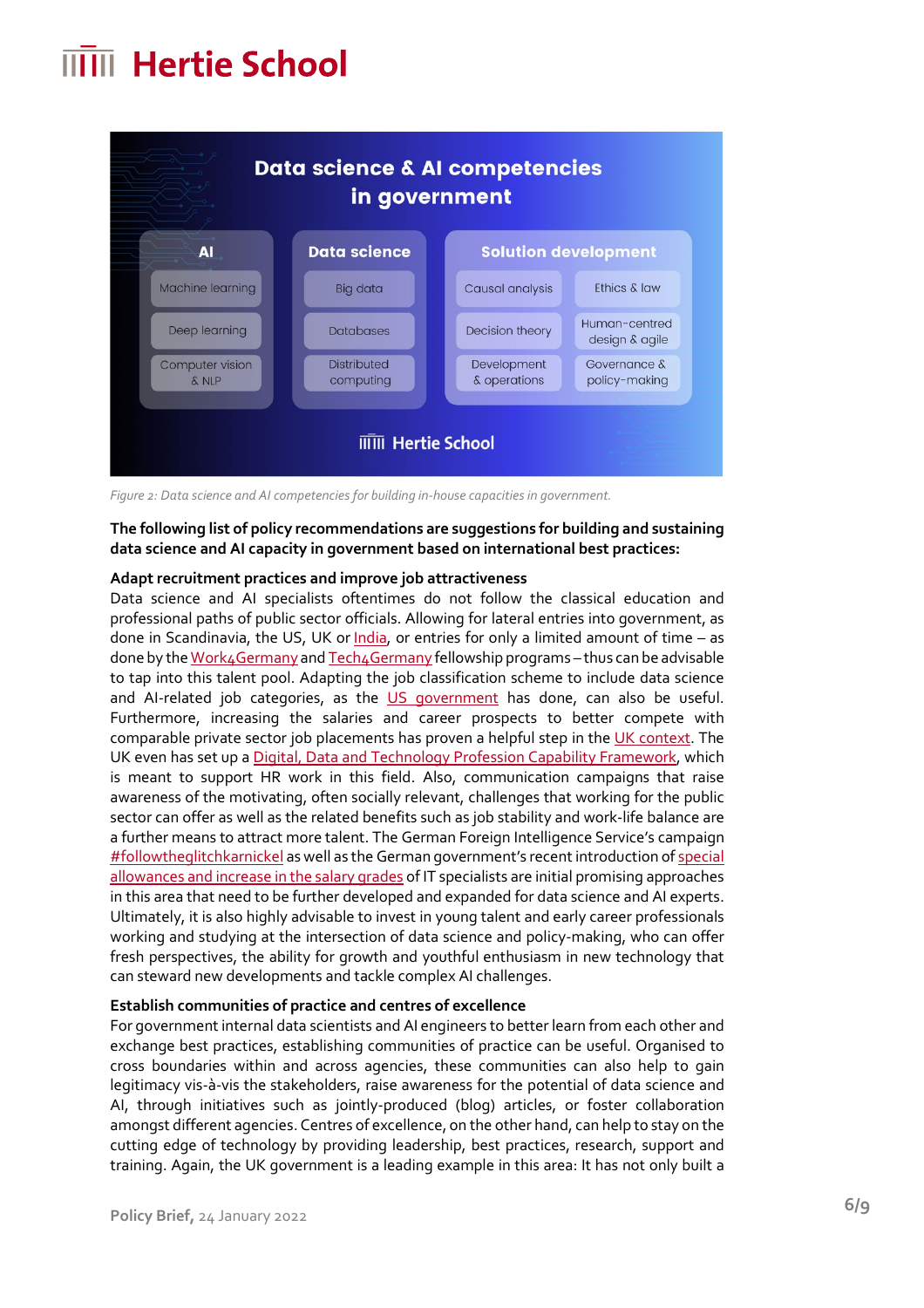Data science & AI competencies in government

| AI | Data science | Solution development | |
|---|---|---|---|
| Machine learning | Big data | Causal analysis | Ethics & law |
| Deep learning | Databases | Decision theory | Human-centred design & agile |
| Computer vision & NLP | Distributed computing | Development & operations | Governance & policy-making |

Hertie School

*Figure 2: Data science and AI competencies for building in-house capacities in government.*

**The following list of policy recommendations are suggestions for building and sustaining data science and AI capacity in government based on international best practices:**

**Adapt recruitment practices and improve job attractiveness**

Data science and AI specialists oftentimes do not follow the classical education and professional paths of public sector officials. Allowing for lateral entries into government, as done in Scandinavia, the US, UK or India, or entries for only a limited amount of time – as done by the Work4Germany and Tech4Germany fellowship programs – thus can be advisable to tap into this talent pool. Adapting the job classification scheme to include data science and AI-related job categories, as the US government has done, can also be useful. Furthermore, increasing the salaries and career prospects to better compete with comparable private sector job placements has proven a helpful step in the UK context. The UK even has set up a Digital, Data and Technology Profession Capability Framework, which is meant to support HR work in this field. Also, communication campaigns that raise awareness of the motivating, often socially relevant, challenges that working for the public sector can offer as well as the related benefits such as job stability and work-life balance are a further means to attract more talent. The German Foreign Intelligence Service's campaign #followtheglitchkarnickel as well as the German government's recent introduction of special allowances and increase in the salary grades of IT specialists are initial promising approaches in this area that need to be further developed and expanded for data science and AI experts. Ultimately, it is also highly advisable to invest in young talent and early career professionals working and studying at the intersection of data science and policy-making, who can offer fresh perspectives, the ability for growth and youthful enthusiasm in new technology that can steward new developments and tackle complex AI challenges.

**Establish communities of practice and centres of excellence**

For government internal data scientists and AI engineers to better learn from each other and exchange best practices, establishing communities of practice can be useful. Organised to cross boundaries within and across agencies, these communities can also help to gain legitimacy vis-à-vis the stakeholders, raise awareness for the potential of data science and AI, through initiatives such as jointly-produced (blog) articles, or foster collaboration amongst different agencies. Centres of excellence, on the other hand, can help to stay on the cutting edge of technology by providing leadership, best practices, research, support and training. Again, the UK government is a leading example in this area: It has not only built a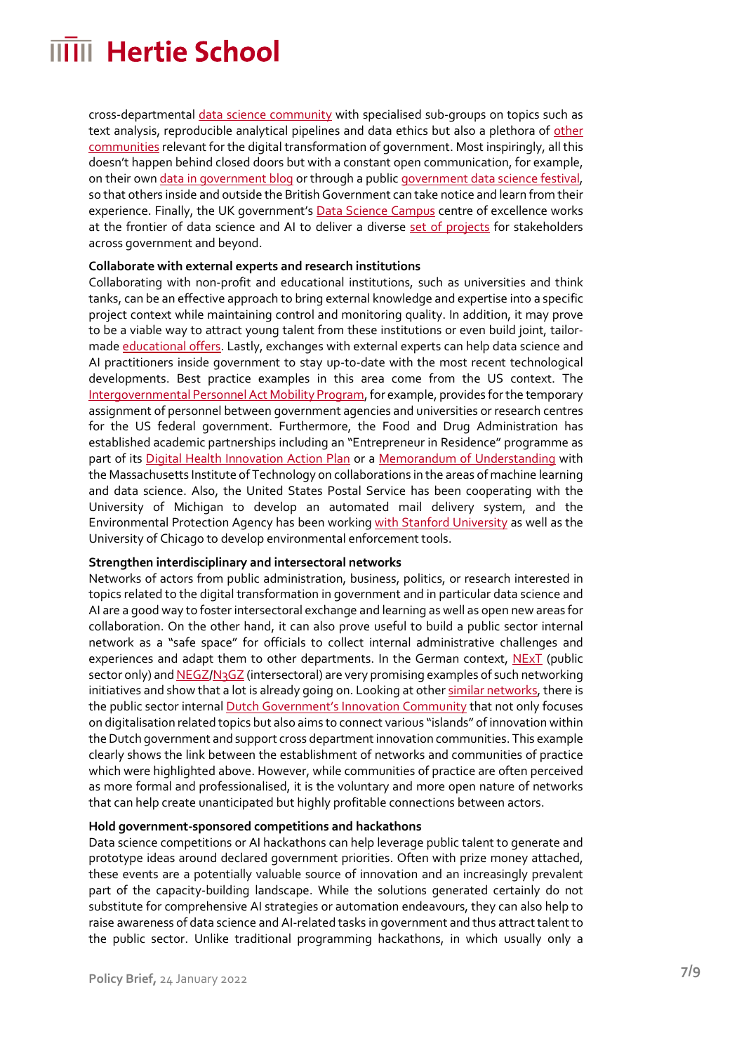cross-departmental data science community with specialised sub-groups on topics such as text analysis, reproducible analytical pipelines and data ethics but also a plethora of other communities relevant for the digital transformation of government. Most inspiringly, all this doesn't happen behind closed doors but with a constant open communication, for example, on their own data in government blog or through a public government data science festival, so that others inside and outside the British Government can take notice and learn from their experience. Finally, the UK government's Data Science Campus centre of excellence works at the frontier of data science and AI to deliver a diverse set of projects for stakeholders across government and beyond.

**Collaborate with external experts and research institutions**

Collaborating with non-profit and educational institutions, such as universities and think tanks, can be an effective approach to bring external knowledge and expertise into a specific project context while maintaining control and monitoring quality. In addition, it may prove to be a viable way to attract young talent from these institutions or even build joint, tailor-made educational offers. Lastly, exchanges with external experts can help data science and AI practitioners inside government to stay up-to-date with the most recent technological developments. Best practice examples in this area come from the US context. The Intergovernmental Personnel Act Mobility Program, for example, provides for the temporary assignment of personnel between government agencies and universities or research centres for the US federal government. Furthermore, the Food and Drug Administration has established academic partnerships including an "Entrepreneur in Residence" programme as part of its Digital Health Innovation Action Plan or a Memorandum of Understanding with the Massachusetts Institute of Technology on collaborations in the areas of machine learning and data science. Also, the United States Postal Service has been cooperating with the University of Michigan to develop an automated mail delivery system, and the Environmental Protection Agency has been working with Stanford University as well as the University of Chicago to develop environmental enforcement tools.

**Strengthen interdisciplinary and intersectoral networks**

Networks of actors from public administration, business, politics, or research interested in topics related to the digital transformation in government and in particular data science and AI are a good way to foster intersectoral exchange and learning as well as open new areas for collaboration. On the other hand, it can also prove useful to build a public sector internal network as a "safe space" for officials to collect internal administrative challenges and experiences and adapt them to other departments. In the German context, NExT (public sector only) and NEGZ/N3GZ (intersectoral) are very promising examples of such networking initiatives and show that a lot is already going on. Looking at other similar networks, there is the public sector internal Dutch Government's Innovation Community that not only focuses on digitalisation related topics but also aims to connect various "islands" of innovation within the Dutch government and support cross department innovation communities. This example clearly shows the link between the establishment of networks and communities of practice which were highlighted above. However, while communities of practice are often perceived as more formal and professionalised, it is the voluntary and more open nature of networks that can help create unanticipated but highly profitable connections between actors.

**Hold government-sponsored competitions and hackathons**

Data science competitions or AI hackathons can help leverage public talent to generate and prototype ideas around declared government priorities. Often with prize money attached, these events are a potentially valuable source of innovation and an increasingly prevalent part of the capacity-building landscape. While the solutions generated certainly do not substitute for comprehensive AI strategies or automation endeavours, they can also help to raise awareness of data science and AI-related tasks in government and thus attract talent to the public sector. Unlike traditional programming hackathons, in which usually only a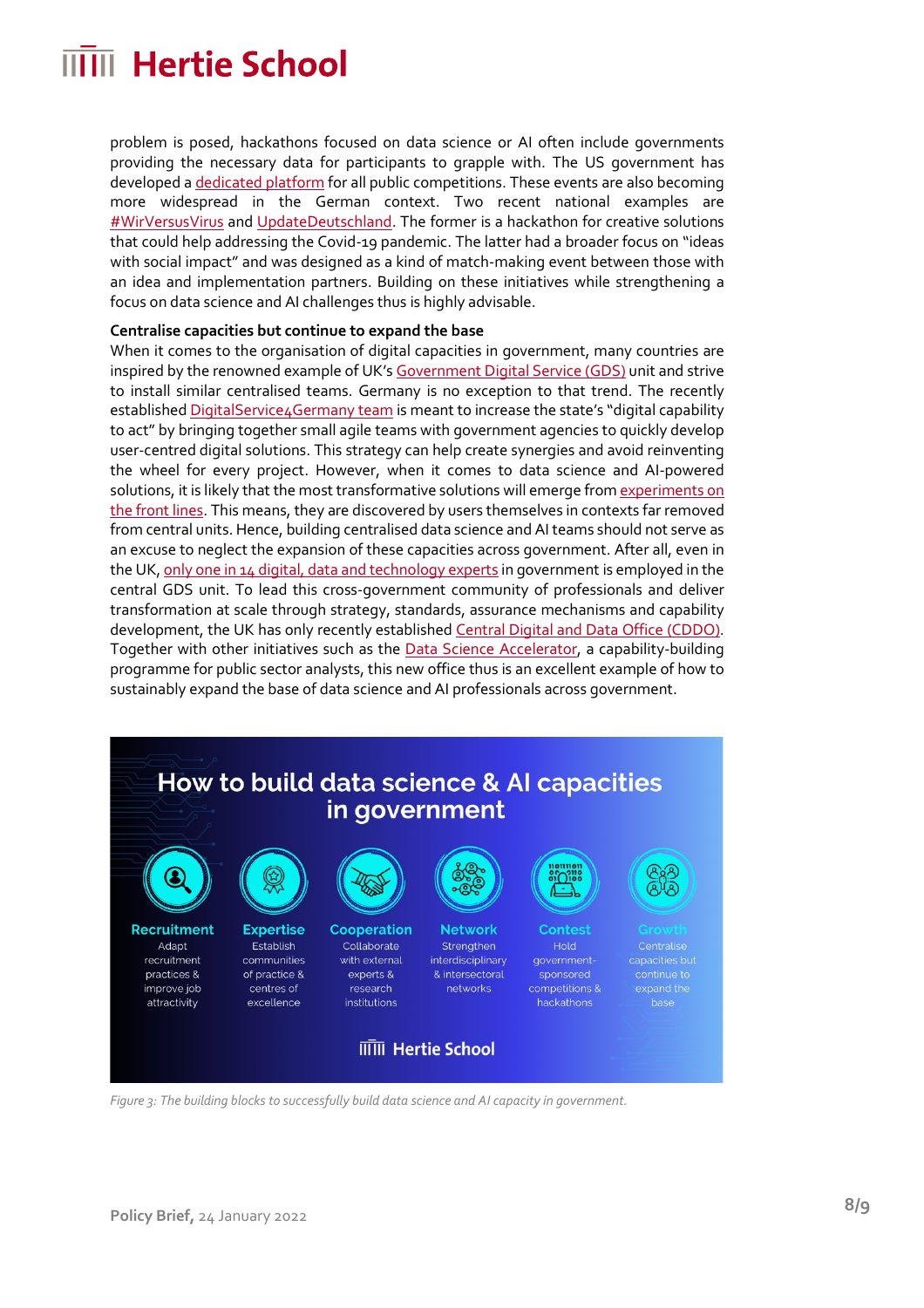problem is posed, hackathons focused on data science or AI often include governments providing the necessary data for participants to grapple with. The US government has developed a dedicated platform for all public competitions. These events are also becoming more widespread in the German context. Two recent national examples are #WirVersusVirus and UpdateDeutschland. The former is a hackathon for creative solutions that could help addressing the Covid-19 pandemic. The latter had a broader focus on "ideas with social impact" and was designed as a kind of match-making event between those with an idea and implementation partners. Building on these initiatives while strengthening a focus on data science and AI challenges thus is highly advisable.

**Centralise capacities but continue to expand the base**

When it comes to the organisation of digital capacities in government, many countries are inspired by the renowned example of UK's Government Digital Service (GDS) unit and strive to install similar centralised teams. Germany is no exception to that trend. The recently established DigitalService4Germany team is meant to increase the state's "digital capability to act" by bringing together small agile teams with government agencies to quickly develop user-centred digital solutions. This strategy can help create synergies and avoid reinventing the wheel for every project. However, when it comes to data science and AI-powered solutions, it is likely that the most transformative solutions will emerge from experiments on the front lines. This means, they are discovered by users themselves in contexts far removed from central units. Hence, building centralised data science and AI teams should not serve as an excuse to neglect the expansion of these capacities across government. After all, even in the UK, only one in 14 digital, data and technology experts in government is employed in the central GDS unit. To lead this cross-government community of professionals and deliver transformation at scale through strategy, standards, assurance mechanisms and capability development, the UK has only recently established Central Digital and Data Office (CDDO). Together with other initiatives such as the Data Science Accelerator, a capability-building programme for public sector analysts, this new office thus is an excellent example of how to sustainably expand the base of data science and AI professionals across government.

*Figure 3: The building blocks to successfully build data science and AI capacity in government.*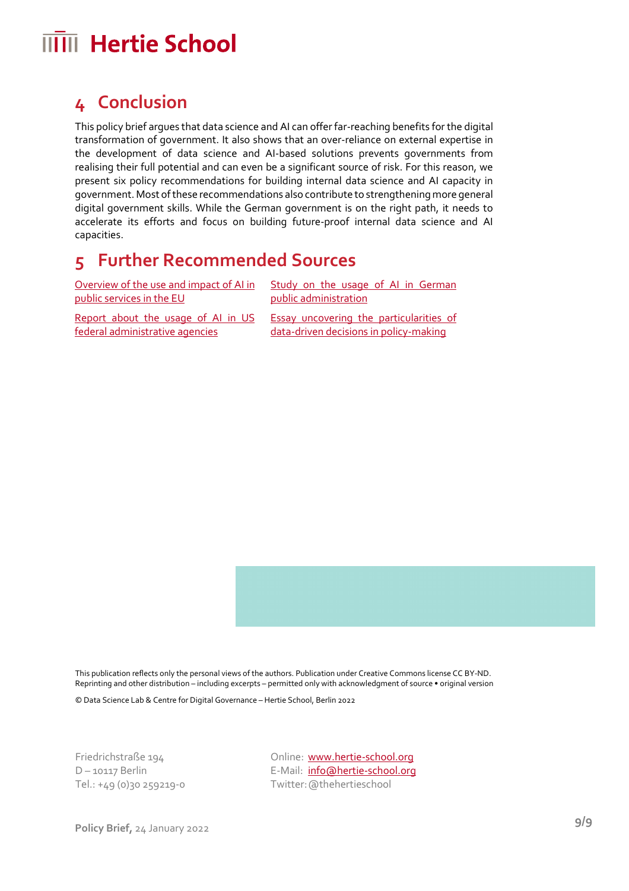## 4 Conclusion

This policy brief argues that data science and AI can offer far-reaching benefits for the digital transformation of government. It also shows that an over-reliance on external expertise in the development of data science and AI-based solutions prevents governments from realising their full potential and can even be a significant source of risk. For this reason, we present six policy recommendations for building internal data science and AI capacity in government. Most of these recommendations also contribute to strengthening more general digital government skills. While the German government is on the right path, it needs to accelerate its efforts and focus on building future-proof internal data science and AI capacities.

## 5 Further Recommended Sources

Overview of the use and impact of AI in public services in the EU

Report about the usage of AI in US federal administrative agencies

Study on the usage of AI in German public administration

Essay uncovering the particularities of data-driven decisions in policy-making

This publication reflects only the personal views of the authors. Publication under Creative Commons license CC BY-ND. Reprinting and other distribution – including excerpts – permitted only with acknowledgment of source • original version

© Data Science Lab & Centre for Digital Governance – Hertie School, Berlin 2022

Friedrichstraße 194
D – 10117 Berlin
Tel.: +49 (0)30 259219-0

Online: www.hertie-school.org
E-Mail: info@hertie-school.org
Twitter: @thehertieschool

**Policy Brief,** 24 January 2022